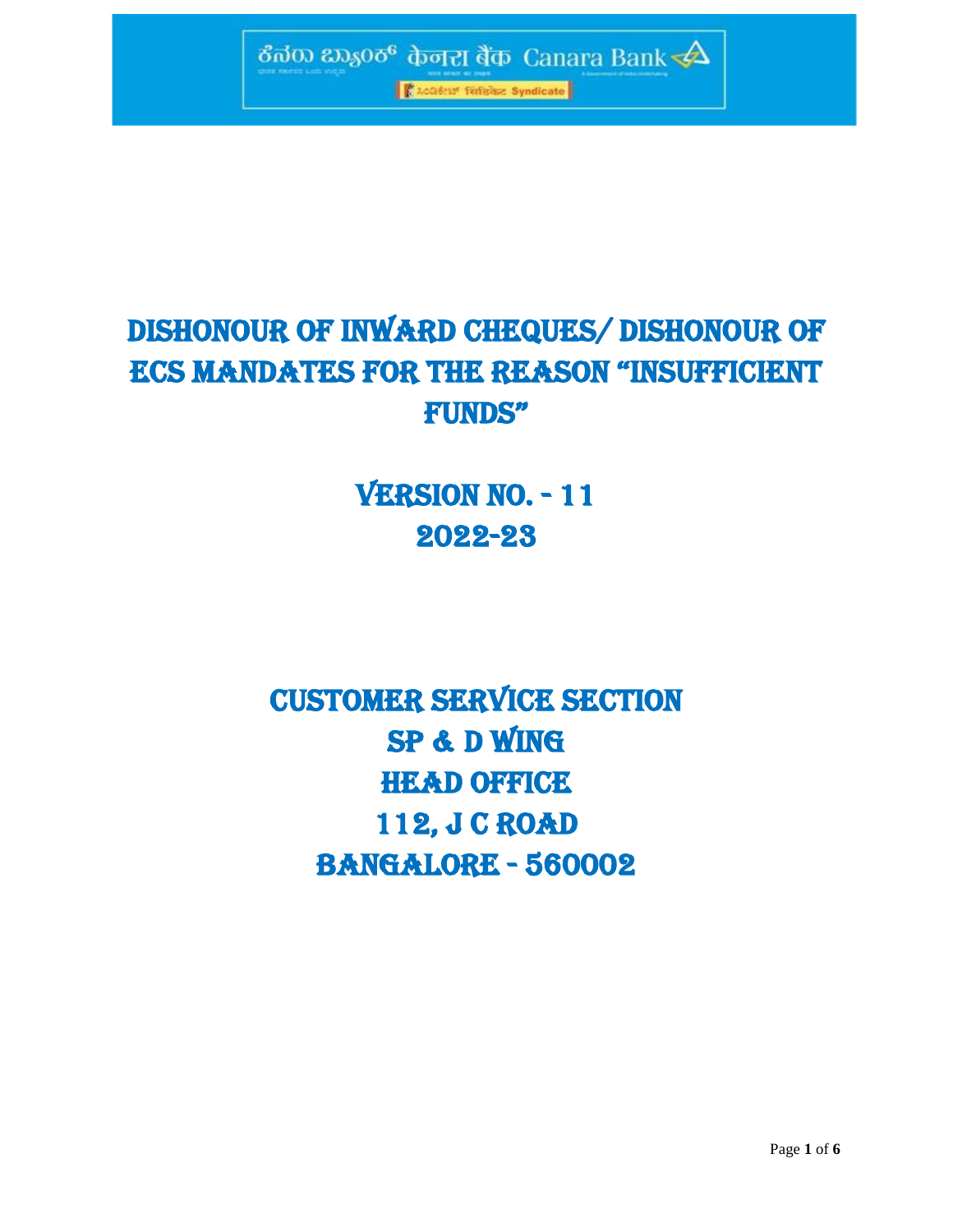ಕೆನರಾ ಬ್ಯಾಂಕ್ केनरा बैंक Canara Bank

ಸಿಂಡಿಕೇಟ್ सिंडिकेट Syndicate

# DISHONOUR OF INWARD CHEQUES/ DISHONOUR OF ECS MANDATES FOR THE REASON "INSUFFICIENT FUNDS"

## VERSION NO. - 11
## 2022-23

## CUSTOMER SERVICE SECTION
## SP & D WING
## HEAD OFFICE
## 112, J C ROAD
## BANGALORE - 560002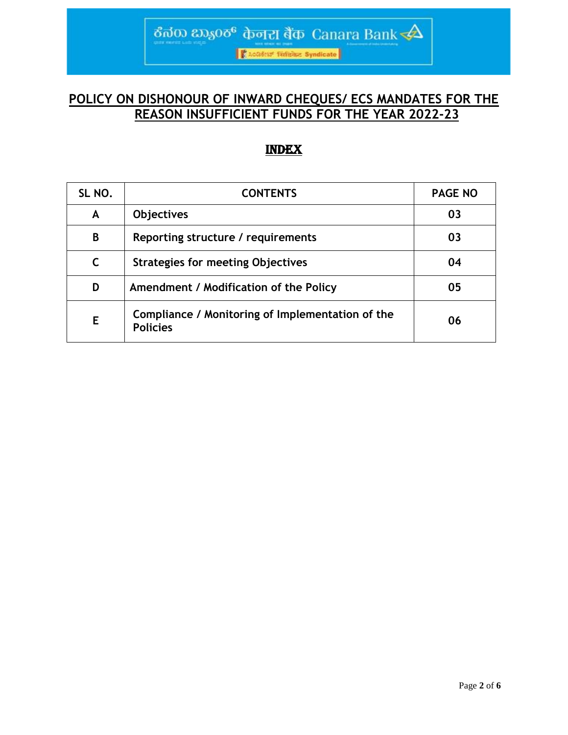# POLICY ON DISHONOUR OF INWARD CHEQUES/ ECS MANDATES FOR THE REASON INSUFFICIENT FUNDS FOR THE YEAR 2022-23

## INDEX

| SL NO. | CONTENTS | PAGE NO |
|---|---|---|
| A | Objectives | 03 |
| B | Reporting structure / requirements | 03 |
| C | Strategies for meeting Objectives | 04 |
| D | Amendment / Modification of the Policy | 05 |
| E | Compliance / Monitoring of Implementation of the Policies | 06 |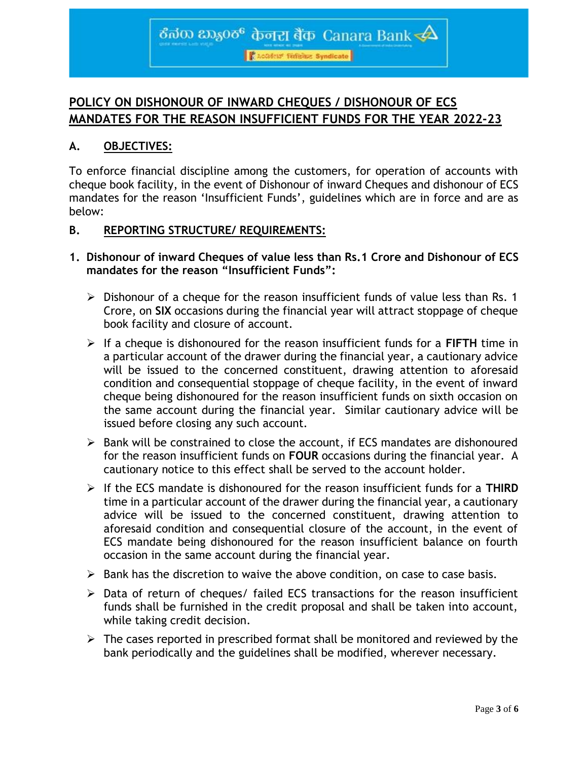# POLICY ON DISHONOUR OF INWARD CHEQUES / DISHONOUR OF ECS MANDATES FOR THE REASON INSUFFICIENT FUNDS FOR THE YEAR 2022-23

## A. OBJECTIVES:

To enforce financial discipline among the customers, for operation of accounts with cheque book facility, in the event of Dishonour of inward Cheques and dishonour of ECS mandates for the reason 'Insufficient Funds', guidelines which are in force and are as below:

## B. REPORTING STRUCTURE/ REQUIREMENTS:

**1. Dishonour of inward Cheques of value less than Rs.1 Crore and Dishonour of ECS mandates for the reason "Insufficient Funds":**

- Dishonour of a cheque for the reason insufficient funds of value less than Rs. 1 Crore, on **SIX** occasions during the financial year will attract stoppage of cheque book facility and closure of account.
- If a cheque is dishonoured for the reason insufficient funds for a **FIFTH** time in a particular account of the drawer during the financial year, a cautionary advice will be issued to the concerned constituent, drawing attention to aforesaid condition and consequential stoppage of cheque facility, in the event of inward cheque being dishonoured for the reason insufficient funds on sixth occasion on the same account during the financial year. Similar cautionary advice will be issued before closing any such account.
- Bank will be constrained to close the account, if ECS mandates are dishonoured for the reason insufficient funds on **FOUR** occasions during the financial year. A cautionary notice to this effect shall be served to the account holder.
- If the ECS mandate is dishonoured for the reason insufficient funds for a **THIRD** time in a particular account of the drawer during the financial year, a cautionary advice will be issued to the concerned constituent, drawing attention to aforesaid condition and consequential closure of the account, in the event of ECS mandate being dishonoured for the reason insufficient balance on fourth occasion in the same account during the financial year.
- Bank has the discretion to waive the above condition, on case to case basis.
- Data of return of cheques/ failed ECS transactions for the reason insufficient funds shall be furnished in the credit proposal and shall be taken into account, while taking credit decision.
- The cases reported in prescribed format shall be monitored and reviewed by the bank periodically and the guidelines shall be modified, wherever necessary.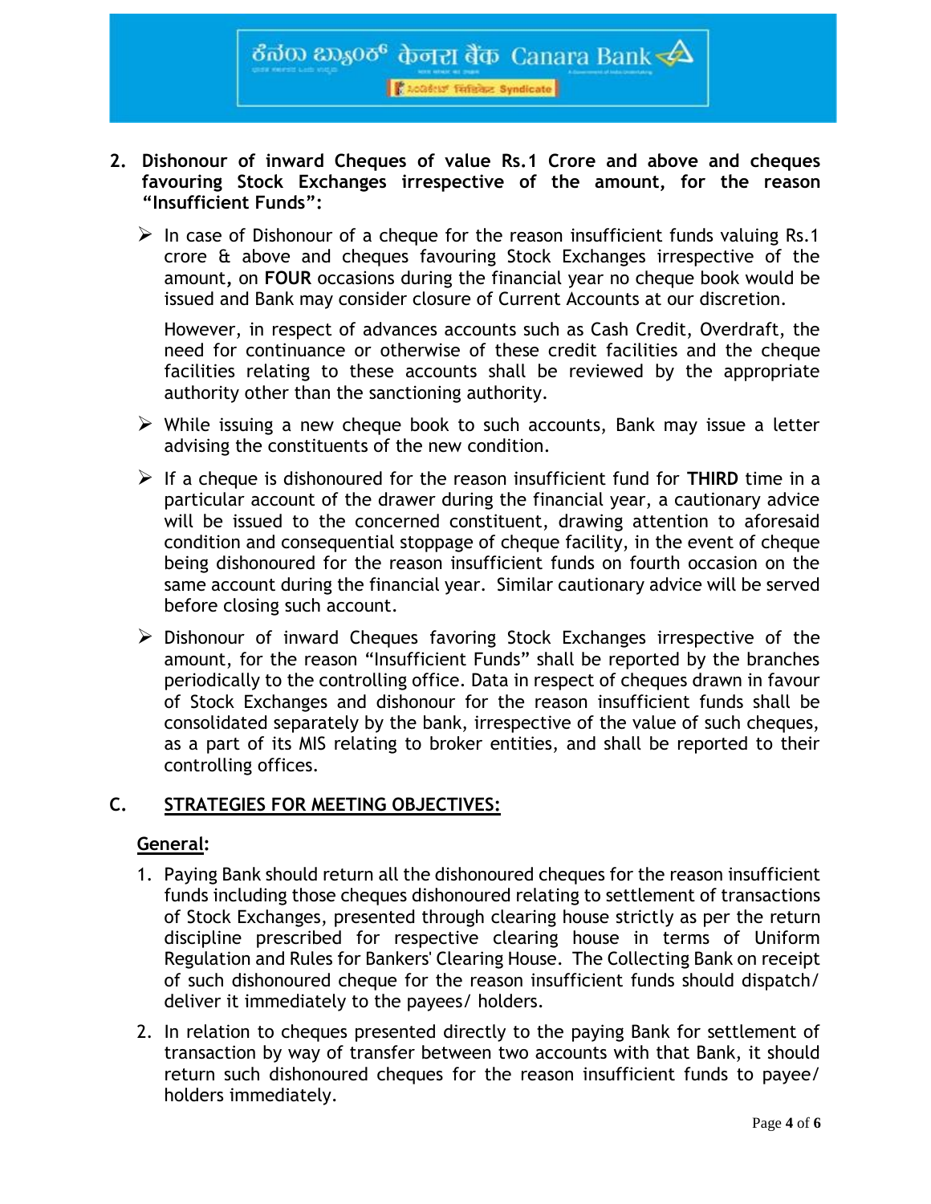**2. Dishonour of inward Cheques of value Rs.1 Crore and above and cheques favouring Stock Exchanges irrespective of the amount, for the reason "Insufficient Funds":**

- In case of Dishonour of a cheque for the reason insufficient funds valuing Rs.1 crore & above and cheques favouring Stock Exchanges irrespective of the amount, on **FOUR** occasions during the financial year no cheque book would be issued and Bank may consider closure of Current Accounts at our discretion.

  However, in respect of advances accounts such as Cash Credit, Overdraft, the need for continuance or otherwise of these credit facilities and the cheque facilities relating to these accounts shall be reviewed by the appropriate authority other than the sanctioning authority.

- While issuing a new cheque book to such accounts, Bank may issue a letter advising the constituents of the new condition.

- If a cheque is dishonoured for the reason insufficient fund for **THIRD** time in a particular account of the drawer during the financial year, a cautionary advice will be issued to the concerned constituent, drawing attention to aforesaid condition and consequential stoppage of cheque facility, in the event of cheque being dishonoured for the reason insufficient funds on fourth occasion on the same account during the financial year. Similar cautionary advice will be served before closing such account.

- Dishonour of inward Cheques favoring Stock Exchanges irrespective of the amount, for the reason "Insufficient Funds" shall be reported by the branches periodically to the controlling office. Data in respect of cheques drawn in favour of Stock Exchanges and dishonour for the reason insufficient funds shall be consolidated separately by the bank, irrespective of the value of such cheques, as a part of its MIS relating to broker entities, and shall be reported to their controlling offices.

## C. STRATEGIES FOR MEETING OBJECTIVES:

**General:**

1. Paying Bank should return all the dishonoured cheques for the reason insufficient funds including those cheques dishonoured relating to settlement of transactions of Stock Exchanges, presented through clearing house strictly as per the return discipline prescribed for respective clearing house in terms of Uniform Regulation and Rules for Bankers' Clearing House. The Collecting Bank on receipt of such dishonoured cheque for the reason insufficient funds should dispatch/ deliver it immediately to the payees/ holders.
2. In relation to cheques presented directly to the paying Bank for settlement of transaction by way of transfer between two accounts with that Bank, it should return such dishonoured cheques for the reason insufficient funds to payee/ holders immediately.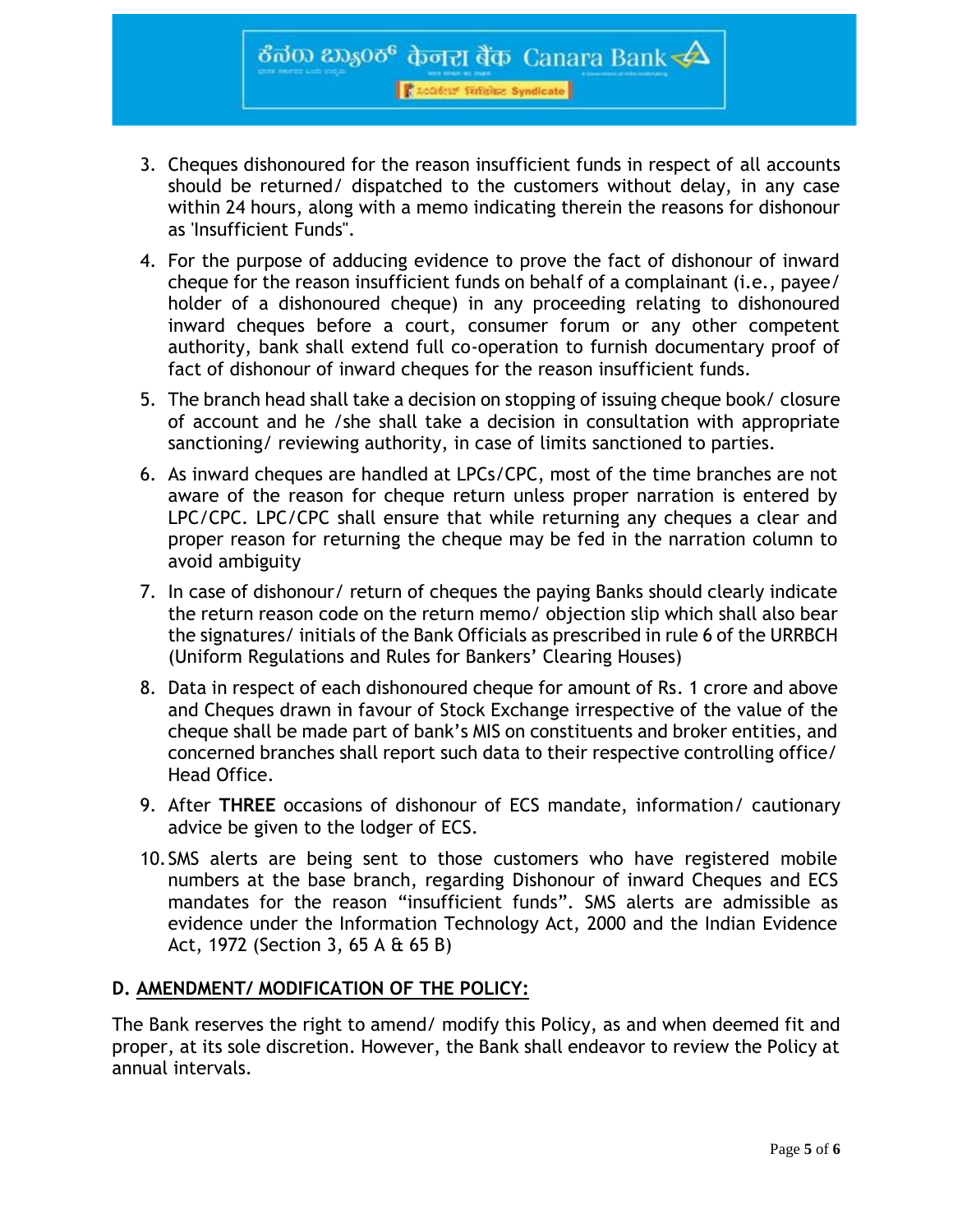3. Cheques dishonoured for the reason insufficient funds in respect of all accounts should be returned/ dispatched to the customers without delay, in any case within 24 hours, along with a memo indicating therein the reasons for dishonour as 'Insufficient Funds".
4. For the purpose of adducing evidence to prove the fact of dishonour of inward cheque for the reason insufficient funds on behalf of a complainant (i.e., payee/ holder of a dishonoured cheque) in any proceeding relating to dishonoured inward cheques before a court, consumer forum or any other competent authority, bank shall extend full co-operation to furnish documentary proof of fact of dishonour of inward cheques for the reason insufficient funds.
5. The branch head shall take a decision on stopping of issuing cheque book/ closure of account and he /she shall take a decision in consultation with appropriate sanctioning/ reviewing authority, in case of limits sanctioned to parties.
6. As inward cheques are handled at LPCs/CPC, most of the time branches are not aware of the reason for cheque return unless proper narration is entered by LPC/CPC. LPC/CPC shall ensure that while returning any cheques a clear and proper reason for returning the cheque may be fed in the narration column to avoid ambiguity
7. In case of dishonour/ return of cheques the paying Banks should clearly indicate the return reason code on the return memo/ objection slip which shall also bear the signatures/ initials of the Bank Officials as prescribed in rule 6 of the URRBCH (Uniform Regulations and Rules for Bankers' Clearing Houses)
8. Data in respect of each dishonoured cheque for amount of Rs. 1 crore and above and Cheques drawn in favour of Stock Exchange irrespective of the value of the cheque shall be made part of bank's MIS on constituents and broker entities, and concerned branches shall report such data to their respective controlling office/ Head Office.
9. After **THREE** occasions of dishonour of ECS mandate, information/ cautionary advice be given to the lodger of ECS.
10. SMS alerts are being sent to those customers who have registered mobile numbers at the base branch, regarding Dishonour of inward Cheques and ECS mandates for the reason "insufficient funds". SMS alerts are admissible as evidence under the Information Technology Act, 2000 and the Indian Evidence Act, 1972 (Section 3, 65 A & 65 B)

## D. AMENDMENT/ MODIFICATION OF THE POLICY:

The Bank reserves the right to amend/ modify this Policy, as and when deemed fit and proper, at its sole discretion. However, the Bank shall endeavor to review the Policy at annual intervals.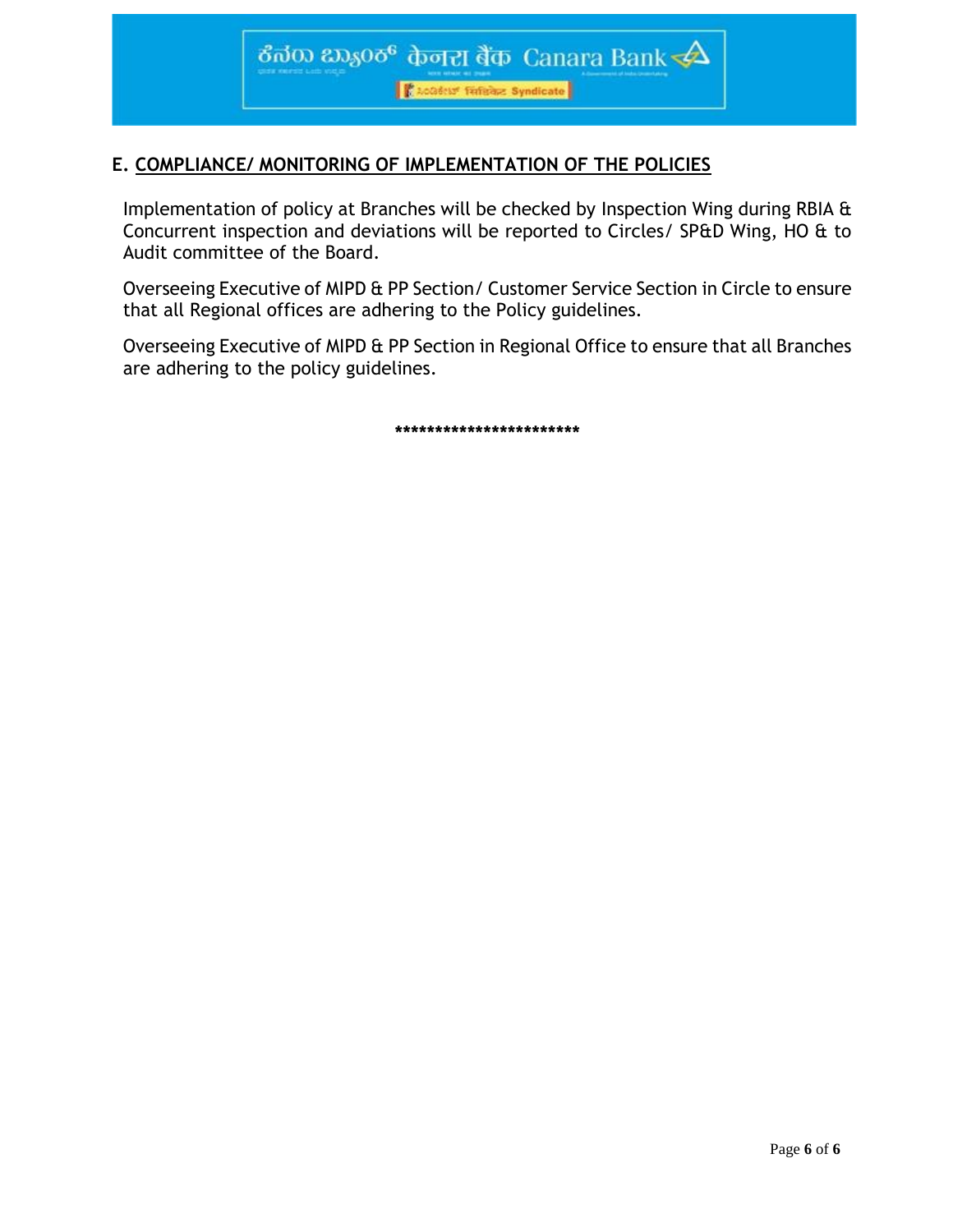## E. COMPLIANCE/ MONITORING OF IMPLEMENTATION OF THE POLICIES

Implementation of policy at Branches will be checked by Inspection Wing during RBIA & Concurrent inspection and deviations will be reported to Circles/ SP&D Wing, HO & to Audit committee of the Board.

Overseeing Executive of MIPD & PP Section/ Customer Service Section in Circle to ensure that all Regional offices are adhering to the Policy guidelines.

Overseeing Executive of MIPD & PP Section in Regional Office to ensure that all Branches are adhering to the policy guidelines.

***********************